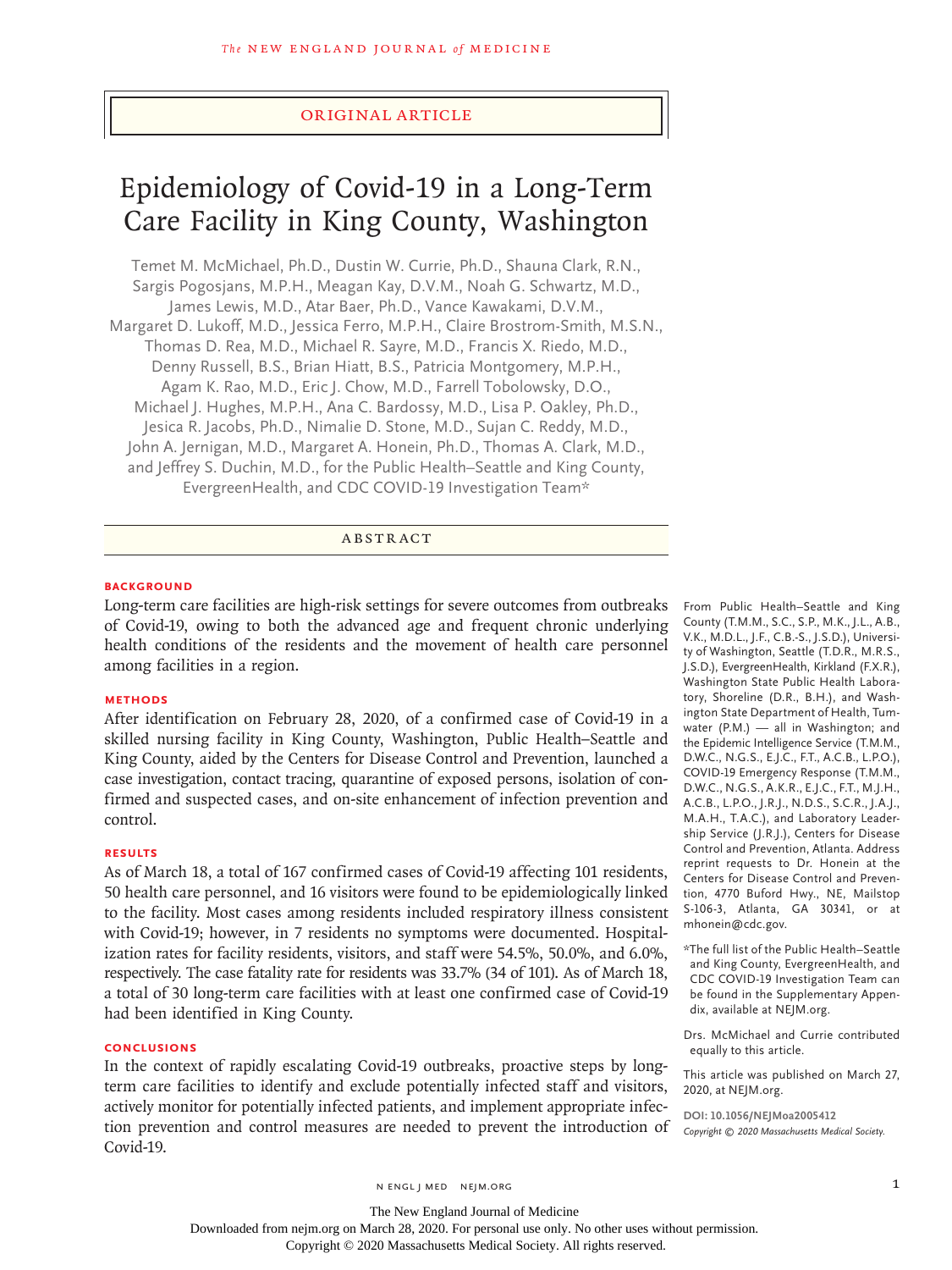Original Article

# Epidemiology of Covid-19 in a Long-Term Care Facility in King County, Washington

Temet M. McMichael, Ph.D., Dustin W. Currie, Ph.D., Shauna Clark, R.N., Sargis Pogosjans, M.P.H., Meagan Kay, D.V.M., Noah G. Schwartz, M.D., James Lewis, M.D., Atar Baer, Ph.D., Vance Kawakami, D.V.M., Margaret D. Lukoff, M.D., Jessica Ferro, M.P.H., Claire Brostrom-Smith, M.S.N., Thomas D. Rea, M.D., Michael R. Sayre, M.D., Francis X. Riedo, M.D., Denny Russell, B.S., Brian Hiatt, B.S., Patricia Montgomery, M.P.H., Agam K. Rao, M.D., Eric J. Chow, M.D., Farrell Tobolowsky, D.O., Michael J. Hughes, M.P.H., Ana C. Bardossy, M.D., Lisa P. Oakley, Ph.D., Jesica R. Jacobs, Ph.D., Nimalie D. Stone, M.D., Sujan C. Reddy, M.D., John A. Jernigan, M.D., Margaret A. Honein, Ph.D., Thomas A. Clark, M.D., and Jeffrey S. Duchin, M.D., for the Public Health–Seattle and King County, EvergreenHealth, and CDC COVID-19 Investigation Team*

## Abstract

### Background

Long-term care facilities are high-risk settings for severe outcomes from outbreaks of Covid-19, owing to both the advanced age and frequent chronic underlying health conditions of the residents and the movement of health care personnel among facilities in a region.

### Methods

After identification on February 28, 2020, of a confirmed case of Covid-19 in a skilled nursing facility in King County, Washington, Public Health–Seattle and King County, aided by the Centers for Disease Control and Prevention, launched a case investigation, contact tracing, quarantine of exposed persons, isolation of confirmed and suspected cases, and on-site enhancement of infection prevention and control.

### Results

As of March 18, a total of 167 confirmed cases of Covid-19 affecting 101 residents, 50 health care personnel, and 16 visitors were found to be epidemiologically linked to the facility. Most cases among residents included respiratory illness consistent with Covid-19; however, in 7 residents no symptoms were documented. Hospitalization rates for facility residents, visitors, and staff were 54.5%, 50.0%, and 6.0%, respectively. The case fatality rate for residents was 33.7% (34 of 101). As of March 18, a total of 30 long-term care facilities with at least one confirmed case of Covid-19 had been identified in King County.

### Conclusions

In the context of rapidly escalating Covid-19 outbreaks, proactive steps by long-term care facilities to identify and exclude potentially infected staff and visitors, actively monitor for potentially infected patients, and implement appropriate infection prevention and control measures are needed to prevent the introduction of Covid-19.

From Public Health–Seattle and King County (T.M.M., S.C., S.P., M.K., J.L., A.B., V.K., M.D.L., J.F., C.B.-S., J.S.D.), University of Washington, Seattle (T.D.R., M.R.S., J.S.D.), EvergreenHealth, Kirkland (F.X.R.), Washington State Public Health Laboratory, Shoreline (D.R., B.H.), and Washington State Department of Health, Tumwater (P.M.) — all in Washington; and the Epidemic Intelligence Service (T.M.M., D.W.C., N.G.S., E.J.C., F.T., A.C.B., L.P.O.), COVID-19 Emergency Response (T.M.M., D.W.C., N.G.S., A.K.R., E.J.C., F.T., M.J.H., A.C.B., L.P.O., J.R.J., N.D.S., S.C.R., J.A.J., M.A.H., T.A.C.), and Laboratory Leadership Service (J.R.J.), Centers for Disease Control and Prevention, Atlanta. Address reprint requests to Dr. Honein at the Centers for Disease Control and Prevention, 4770 Buford Hwy., NE, Mailstop S-106-3, Atlanta, GA 30341, or at mhonein@cdc.gov.

*The full list of the Public Health–Seattle and King County, EvergreenHealth, and CDC COVID-19 Investigation Team can be found in the Supplementary Appendix, available at NEJM.org.

Drs. McMichael and Currie contributed equally to this article.

This article was published on March 27, 2020, at NEJM.org.

DOI: 10.1056/NEJMoa2005412

*Copyright © 2020 Massachusetts Medical Society.*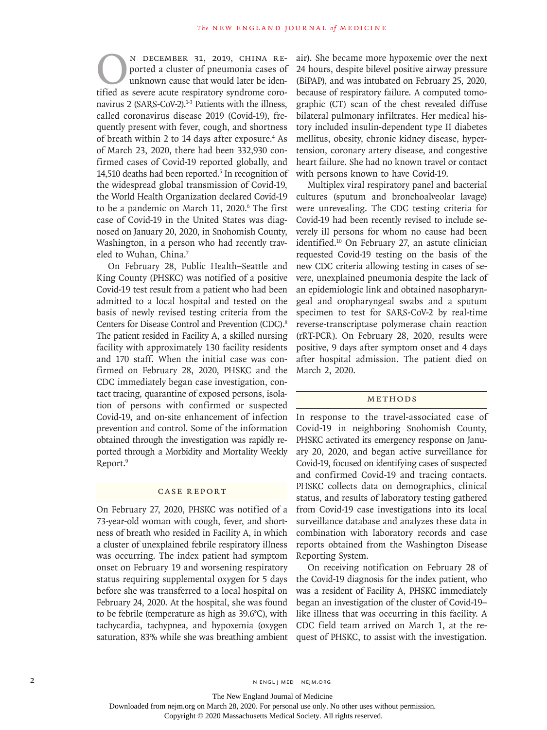On December 31, 2019, China reported a cluster of pneumonia cases of unknown cause that would later be identified as severe acute respiratory syndrome coronavirus 2 (SARS-CoV-2).[1-3] Patients with the illness, called coronavirus disease 2019 (Covid-19), frequently present with fever, cough, and shortness of breath within 2 to 14 days after exposure.[4] As of March 23, 2020, there had been 332,930 confirmed cases of Covid-19 reported globally, and 14,510 deaths had been reported.[5] In recognition of the widespread global transmission of Covid-19, the World Health Organization declared Covid-19 to be a pandemic on March 11, 2020.[6] The first case of Covid-19 in the United States was diagnosed on January 20, 2020, in Snohomish County, Washington, in a person who had recently traveled to Wuhan, China.[7]

On February 28, Public Health–Seattle and King County (PHSKC) was notified of a positive Covid-19 test result from a patient who had been admitted to a local hospital and tested on the basis of newly revised testing criteria from the Centers for Disease Control and Prevention (CDC).[8] The patient resided in Facility A, a skilled nursing facility with approximately 130 facility residents and 170 staff. When the initial case was confirmed on February 28, 2020, PHSKC and the CDC immediately began case investigation, contact tracing, quarantine of exposed persons, isolation of persons with confirmed or suspected Covid-19, and on-site enhancement of infection prevention and control. Some of the information obtained through the investigation was rapidly reported through a Morbidity and Mortality Weekly Report.[9]

## Case Report

On February 27, 2020, PHSKC was notified of a 73-year-old woman with cough, fever, and shortness of breath who resided in Facility A, in which a cluster of unexplained febrile respiratory illness was occurring. The index patient had symptom onset on February 19 and worsening respiratory status requiring supplemental oxygen for 5 days before she was transferred to a local hospital on February 24, 2020. At the hospital, she was found to be febrile (temperature as high as 39.6°C), with tachycardia, tachypnea, and hypoxemia (oxygen saturation, 83% while she was breathing ambient air). She became more hypoxemic over the next 24 hours, despite bilevel positive airway pressure (BiPAP), and was intubated on February 25, 2020, because of respiratory failure. A computed tomographic (CT) scan of the chest revealed diffuse bilateral pulmonary infiltrates. Her medical history included insulin-dependent type II diabetes mellitus, obesity, chronic kidney disease, hypertension, coronary artery disease, and congestive heart failure. She had no known travel or contact with persons known to have Covid-19.

Multiplex viral respiratory panel and bacterial cultures (sputum and bronchoalveolar lavage) were unrevealing. The CDC testing criteria for Covid-19 had been recently revised to include severely ill persons for whom no cause had been identified.[10] On February 27, an astute clinician requested Covid-19 testing on the basis of the new CDC criteria allowing testing in cases of severe, unexplained pneumonia despite the lack of an epidemiologic link and obtained nasopharyngeal and oropharyngeal swabs and a sputum specimen to test for SARS-CoV-2 by real-time reverse-transcriptase polymerase chain reaction (rRT-PCR). On February 28, 2020, results were positive, 9 days after symptom onset and 4 days after hospital admission. The patient died on March 2, 2020.

## Methods

In response to the travel-associated case of Covid-19 in neighboring Snohomish County, PHSKC activated its emergency response on January 20, 2020, and began active surveillance for Covid-19, focused on identifying cases of suspected and confirmed Covid-19 and tracing contacts. PHSKC collects data on demographics, clinical status, and results of laboratory testing gathered from Covid-19 case investigations into its local surveillance database and analyzes these data in combination with laboratory records and case reports obtained from the Washington Disease Reporting System.

On receiving notification on February 28 of the Covid-19 diagnosis for the index patient, who was a resident of Facility A, PHSKC immediately began an investigation of the cluster of Covid-19–like illness that was occurring in this facility. A CDC field team arrived on March 1, at the request of PHSKC, to assist with the investigation.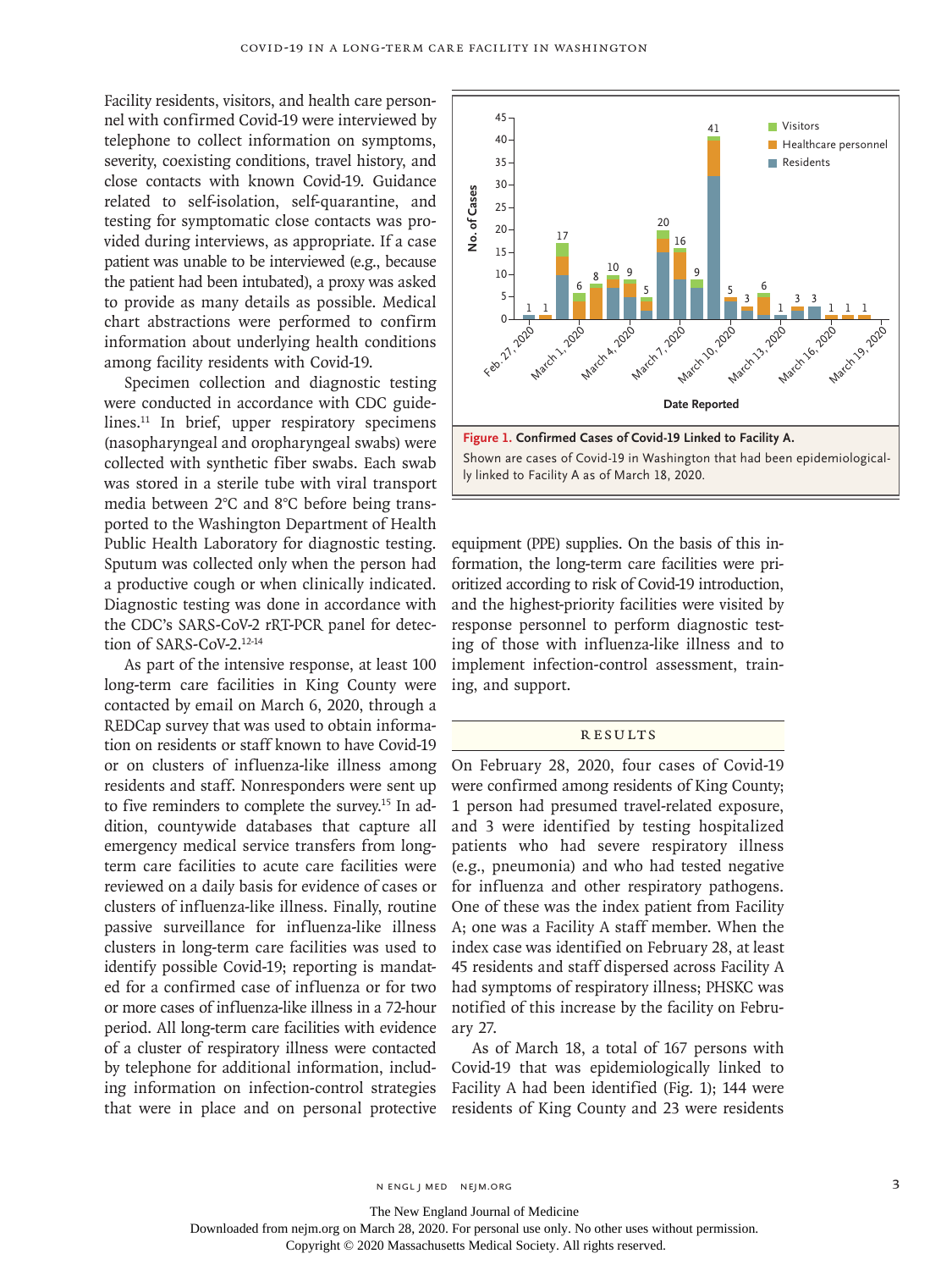Facility residents, visitors, and health care personnel with confirmed Covid-19 were interviewed by telephone to collect information on symptoms, severity, coexisting conditions, travel history, and close contacts with known Covid-19. Guidance related to self-isolation, self-quarantine, and testing for symptomatic close contacts was provided during interviews, as appropriate. If a case patient was unable to be interviewed (e.g., because the patient had been intubated), a proxy was asked to provide as many details as possible. Medical chart abstractions were performed to confirm information about underlying health conditions among facility residents with Covid-19.

Specimen collection and diagnostic testing were conducted in accordance with CDC guidelines.[11] In brief, upper respiratory specimens (nasopharyngeal and oropharyngeal swabs) were collected with synthetic fiber swabs. Each swab was stored in a sterile tube with viral transport media between 2°C and 8°C before being transported to the Washington Department of Health Public Health Laboratory for diagnostic testing. Sputum was collected only when the person had a productive cough or when clinically indicated. Diagnostic testing was done in accordance with the CDC's SARS-CoV-2 rRT-PCR panel for detection of SARS-CoV-2.[12-14]

As part of the intensive response, at least 100 long-term care facilities in King County were contacted by email on March 6, 2020, through a REDCap survey that was used to obtain information on residents or staff known to have Covid-19 or on clusters of influenza-like illness among residents and staff. Nonresponders were sent up to five reminders to complete the survey.[15] In addition, countywide databases that capture all emergency medical service transfers from long-term care facilities to acute care facilities were reviewed on a daily basis for evidence of cases or clusters of influenza-like illness. Finally, routine passive surveillance for influenza-like illness clusters in long-term care facilities was used to identify possible Covid-19; reporting is mandated for a confirmed case of influenza or for two or more cases of influenza-like illness in a 72-hour period. All long-term care facilities with evidence of a cluster of respiratory illness were contacted by telephone for additional information, including information on infection-control strategies that were in place and on personal protective equipment (PPE) supplies. On the basis of this information, the long-term care facilities were prioritized according to risk of Covid-19 introduction, and the highest-priority facilities were visited by response personnel to perform diagnostic testing of those with influenza-like illness and to implement infection-control assessment, training, and support.

**Figure 1. Confirmed Cases of Covid-19 Linked to Facility A.**
Shown are cases of Covid-19 in Washington that had been epidemiologically linked to Facility A as of March 18, 2020.

## RESULTS

On February 28, 2020, four cases of Covid-19 were confirmed among residents of King County; 1 person had presumed travel-related exposure, and 3 were identified by testing hospitalized patients who had severe respiratory illness (e.g., pneumonia) and who had tested negative for influenza and other respiratory pathogens. One of these was the index patient from Facility A; one was a Facility A staff member. When the index case was identified on February 28, at least 45 residents and staff dispersed across Facility A had symptoms of respiratory illness; PHSKC was notified of this increase by the facility on February 27.

As of March 18, a total of 167 persons with Covid-19 that was epidemiologically linked to Facility A had been identified (Fig. 1); 144 were residents of King County and 23 were residents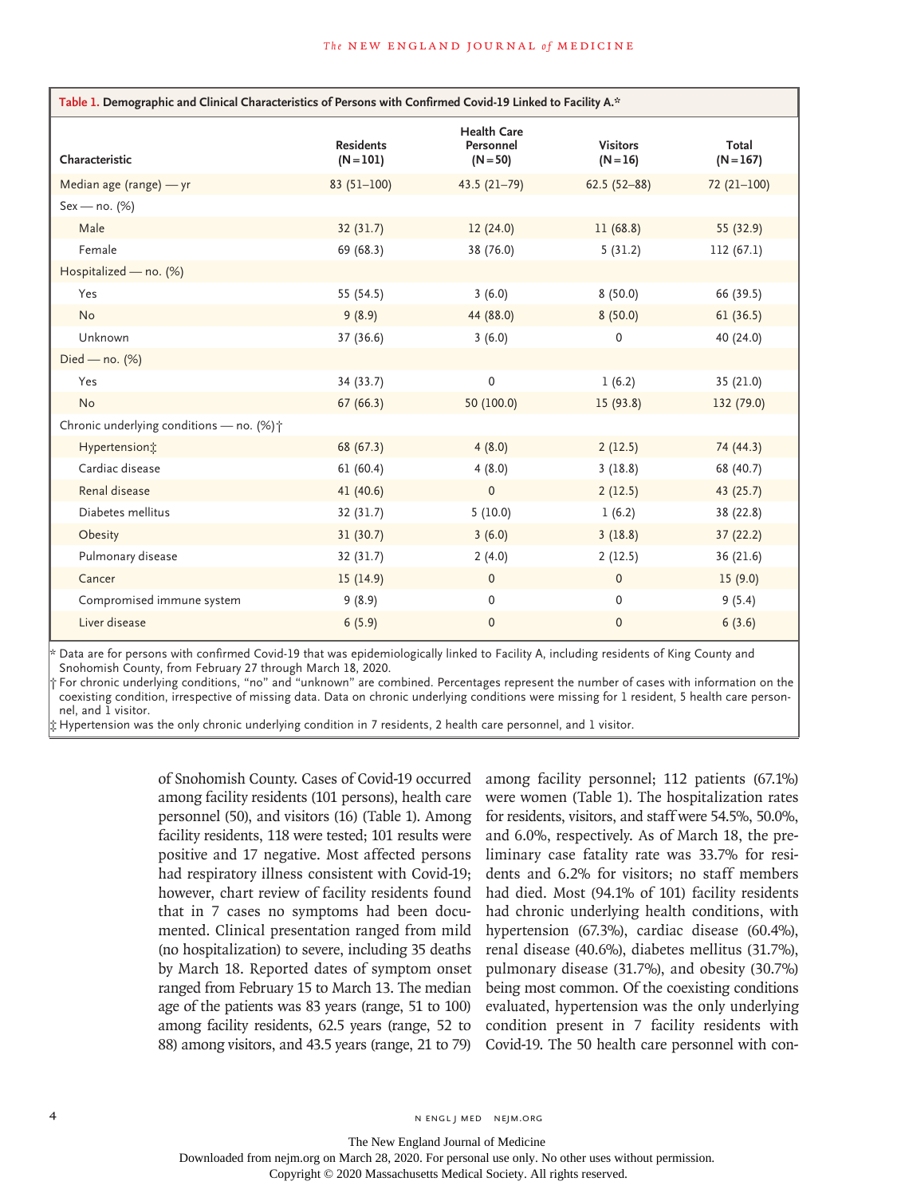**Table 1. Demographic and Clinical Characteristics of Persons with Confirmed Covid-19 Linked to Facility A.***

| Characteristic | Residents (N=101) | Health Care Personnel (N=50) | Visitors (N=16) | Total (N=167) |
|---|---|---|---|---|
| Median age (range) — yr | 83 (51–100) | 43.5 (21–79) | 62.5 (52–88) | 72 (21–100) |
| Sex — no. (%) | | | | |
| Male | 32 (31.7) | 12 (24.0) | 11 (68.8) | 55 (32.9) |
| Female | 69 (68.3) | 38 (76.0) | 5 (31.2) | 112 (67.1) |
| Hospitalized — no. (%) | | | | |
| Yes | 55 (54.5) | 3 (6.0) | 8 (50.0) | 66 (39.5) |
| No | 9 (8.9) | 44 (88.0) | 8 (50.0) | 61 (36.5) |
| Unknown | 37 (36.6) | 3 (6.0) | 0 | 40 (24.0) |
| Died — no. (%) | | | | |
| Yes | 34 (33.7) | 0 | 1 (6.2) | 35 (21.0) |
| No | 67 (66.3) | 50 (100.0) | 15 (93.8) | 132 (79.0) |
| Chronic underlying conditions — no. (%)† | | | | |
| Hypertension‡ | 68 (67.3) | 4 (8.0) | 2 (12.5) | 74 (44.3) |
| Cardiac disease | 61 (60.4) | 4 (8.0) | 3 (18.8) | 68 (40.7) |
| Renal disease | 41 (40.6) | 0 | 2 (12.5) | 43 (25.7) |
| Diabetes mellitus | 32 (31.7) | 5 (10.0) | 1 (6.2) | 38 (22.8) |
| Obesity | 31 (30.7) | 3 (6.0) | 3 (18.8) | 37 (22.2) |
| Pulmonary disease | 32 (31.7) | 2 (4.0) | 2 (12.5) | 36 (21.6) |
| Cancer | 15 (14.9) | 0 | 0 | 15 (9.0) |
| Compromised immune system | 9 (8.9) | 0 | 0 | 9 (5.4) |
| Liver disease | 6 (5.9) | 0 | 0 | 6 (3.6) |

\* Data are for persons with confirmed Covid-19 that was epidemiologically linked to Facility A, including residents of King County and Snohomish County, from February 27 through March 18, 2020.

† For chronic underlying conditions, "no" and "unknown" are combined. Percentages represent the number of cases with information on the coexisting condition, irrespective of missing data. Data on chronic underlying conditions were missing for 1 resident, 5 health care personnel, and 1 visitor.

‡ Hypertension was the only chronic underlying condition in 7 residents, 2 health care personnel, and 1 visitor.

of Snohomish County. Cases of Covid-19 occurred among facility residents (101 persons), health care personnel (50), and visitors (16) (Table 1). Among facility residents, 118 were tested; 101 results were positive and 17 negative. Most affected persons had respiratory illness consistent with Covid-19; however, chart review of facility residents found that in 7 cases no symptoms had been documented. Clinical presentation ranged from mild (no hospitalization) to severe, including 35 deaths by March 18. Reported dates of symptom onset ranged from February 15 to March 13. The median age of the patients was 83 years (range, 51 to 100) among facility residents, 62.5 years (range, 52 to 88) among visitors, and 43.5 years (range, 21 to 79) among facility personnel; 112 patients (67.1%) were women (Table 1). The hospitalization rates for residents, visitors, and staff were 54.5%, 50.0%, and 6.0%, respectively. As of March 18, the preliminary case fatality rate was 33.7% for residents and 6.2% for visitors; no staff members had died. Most (94.1% of 101) facility residents had chronic underlying health conditions, with hypertension (67.3%), cardiac disease (60.4%), renal disease (40.6%), diabetes mellitus (31.7%), pulmonary disease (31.7%), and obesity (30.7%) being most common. Of the coexisting conditions evaluated, hypertension was the only underlying condition present in 7 facility residents with Covid-19. The 50 health care personnel with con-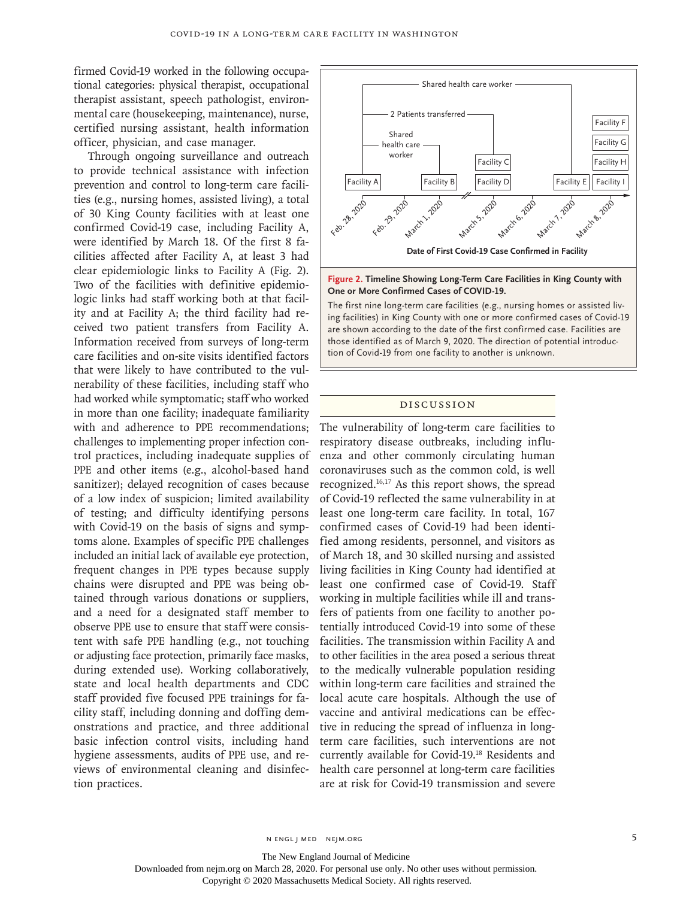firmed Covid-19 worked in the following occupational categories: physical therapist, occupational therapist assistant, speech pathologist, environmental care (housekeeping, maintenance), nurse, certified nursing assistant, health information officer, physician, and case manager.

Through ongoing surveillance and outreach to provide technical assistance with infection prevention and control to long-term care facilities (e.g., nursing homes, assisted living), a total of 30 King County facilities with at least one confirmed Covid-19 case, including Facility A, were identified by March 18. Of the first 8 facilities affected after Facility A, at least 3 had clear epidemiologic links to Facility A (Fig. 2). Two of the facilities with definitive epidemiologic links had staff working both at that facility and at Facility A; the third facility had received two patient transfers from Facility A. Information received from surveys of long-term care facilities and on-site visits identified factors that were likely to have contributed to the vulnerability of these facilities, including staff who had worked while symptomatic; staff who worked in more than one facility; inadequate familiarity with and adherence to PPE recommendations; challenges to implementing proper infection control practices, including inadequate supplies of PPE and other items (e.g., alcohol-based hand sanitizer); delayed recognition of cases because of a low index of suspicion; limited availability of testing; and difficulty identifying persons with Covid-19 on the basis of signs and symptoms alone. Examples of specific PPE challenges included an initial lack of available eye protection, frequent changes in PPE types because supply chains were disrupted and PPE was being obtained through various donations or suppliers, and a need for a designated staff member to observe PPE use to ensure that staff were consistent with safe PPE handling (e.g., not touching or adjusting face protection, primarily face masks, during extended use). Working collaboratively, state and local health departments and CDC staff provided five focused PPE trainings for facility staff, including donning and doffing demonstrations and practice, and three additional basic infection control visits, including hand hygiene assessments, audits of PPE use, and reviews of environmental cleaning and disinfection practices.

**Figure 2. Timeline Showing Long-Term Care Facilities in King County with One or More Confirmed Cases of COVID-19.**

The first nine long-term care facilities (e.g., nursing homes or assisted living facilities) in King County with one or more confirmed cases of Covid-19 are shown according to the date of the first confirmed case. Facilities are those identified as of March 9, 2020. The direction of potential introduction of Covid-19 from one facility to another is unknown.

## Discussion

The vulnerability of long-term care facilities to respiratory disease outbreaks, including influenza and other commonly circulating human coronaviruses such as the common cold, is well recognized.[16,17] As this report shows, the spread of Covid-19 reflected the same vulnerability in at least one long-term care facility. In total, 167 confirmed cases of Covid-19 had been identified among residents, personnel, and visitors as of March 18, and 30 skilled nursing and assisted living facilities in King County had identified at least one confirmed case of Covid-19. Staff working in multiple facilities while ill and transfers of patients from one facility to another potentially introduced Covid-19 into some of these facilities. The transmission within Facility A and to other facilities in the area posed a serious threat to the medically vulnerable population residing within long-term care facilities and strained the local acute care hospitals. Although the use of vaccine and antiviral medications can be effective in reducing the spread of influenza in long-term care facilities, such interventions are not currently available for Covid-19.[18] Residents and health care personnel at long-term care facilities are at risk for Covid-19 transmission and severe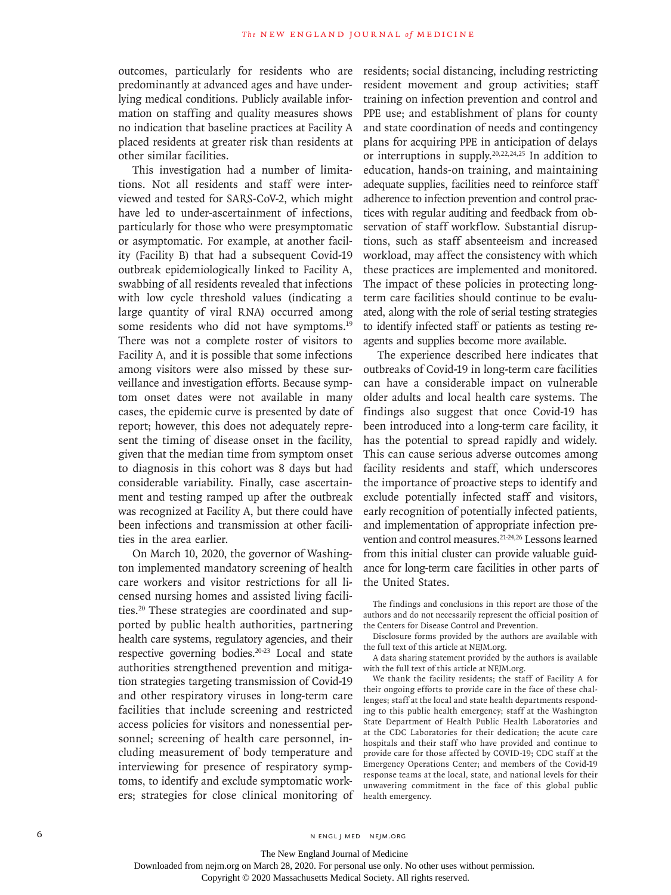outcomes, particularly for residents who are predominantly at advanced ages and have underlying medical conditions. Publicly available information on staffing and quality measures shows no indication that baseline practices at Facility A placed residents at greater risk than residents at other similar facilities.

This investigation had a number of limitations. Not all residents and staff were interviewed and tested for SARS-CoV-2, which might have led to under-ascertainment of infections, particularly for those who were presymptomatic or asymptomatic. For example, at another facility (Facility B) that had a subsequent Covid-19 outbreak epidemiologically linked to Facility A, swabbing of all residents revealed that infections with low cycle threshold values (indicating a large quantity of viral RNA) occurred among some residents who did not have symptoms.[19] There was not a complete roster of visitors to Facility A, and it is possible that some infections among visitors were also missed by these surveillance and investigation efforts. Because symptom onset dates were not available in many cases, the epidemic curve is presented by date of report; however, this does not adequately represent the timing of disease onset in the facility, given that the median time from symptom onset to diagnosis in this cohort was 8 days but had considerable variability. Finally, case ascertainment and testing ramped up after the outbreak was recognized at Facility A, but there could have been infections and transmission at other facilities in the area earlier.

On March 10, 2020, the governor of Washington implemented mandatory screening of health care workers and visitor restrictions for all licensed nursing homes and assisted living facilities.[20] These strategies are coordinated and supported by public health authorities, partnering health care systems, regulatory agencies, and their respective governing bodies.[20-23] Local and state authorities strengthened prevention and mitigation strategies targeting transmission of Covid-19 and other respiratory viruses in long-term care facilities that include screening and restricted access policies for visitors and nonessential personnel; screening of health care personnel, including measurement of body temperature and interviewing for presence of respiratory symptoms, to identify and exclude symptomatic workers; strategies for close clinical monitoring of residents; social distancing, including restricting resident movement and group activities; staff training on infection prevention and control and PPE use; and establishment of plans for county and state coordination of needs and contingency plans for acquiring PPE in anticipation of delays or interruptions in supply.[20,22,24,25] In addition to education, hands-on training, and maintaining adequate supplies, facilities need to reinforce staff adherence to infection prevention and control practices with regular auditing and feedback from observation of staff workflow. Substantial disruptions, such as staff absenteeism and increased workload, may affect the consistency with which these practices are implemented and monitored. The impact of these policies in protecting long-term care facilities should continue to be evaluated, along with the role of serial testing strategies to identify infected staff or patients as testing reagents and supplies become more available.

The experience described here indicates that outbreaks of Covid-19 in long-term care facilities can have a considerable impact on vulnerable older adults and local health care systems. The findings also suggest that once Covid-19 has been introduced into a long-term care facility, it has the potential to spread rapidly and widely. This can cause serious adverse outcomes among facility residents and staff, which underscores the importance of proactive steps to identify and exclude potentially infected staff and visitors, early recognition of potentially infected patients, and implementation of appropriate infection prevention and control measures.[21-24,26] Lessons learned from this initial cluster can provide valuable guidance for long-term care facilities in other parts of the United States.

The findings and conclusions in this report are those of the authors and do not necessarily represent the official position of the Centers for Disease Control and Prevention.

Disclosure forms provided by the authors are available with the full text of this article at NEJM.org.

A data sharing statement provided by the authors is available with the full text of this article at NEJM.org.

We thank the facility residents; the staff of Facility A for their ongoing efforts to provide care in the face of these challenges; staff at the local and state health departments responding to this public health emergency; staff at the Washington State Department of Health Public Health Laboratories and at the CDC Laboratories for their dedication; the acute care hospitals and their staff who have provided and continue to provide care for those affected by COVID-19; CDC staff at the Emergency Operations Center; and members of the Covid-19 response teams at the local, state, and national levels for their unwavering commitment in the face of this global public health emergency.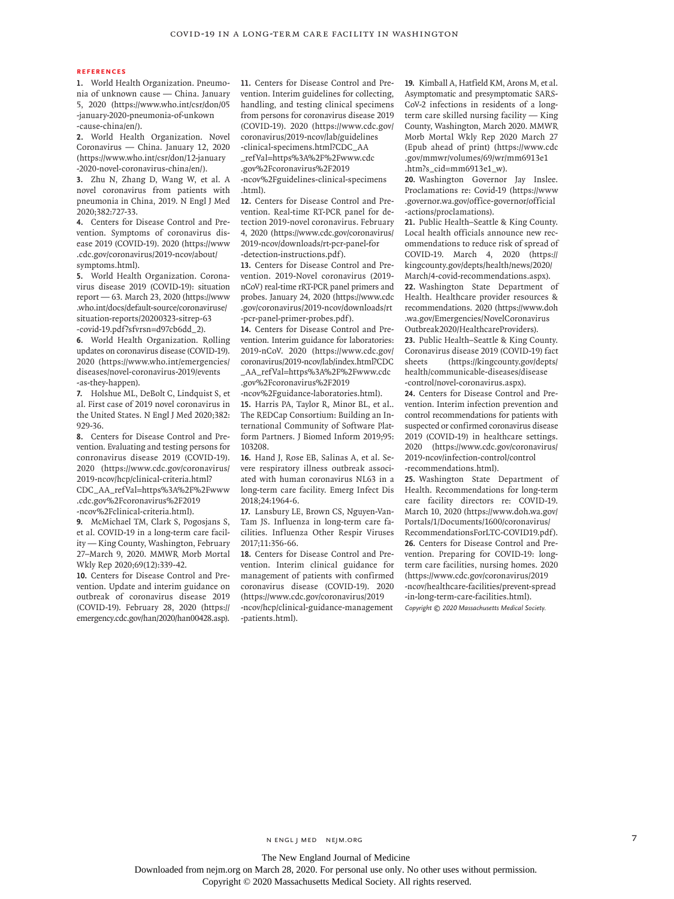## References

1. World Health Organization. Pneumonia of unknown cause — China. January 5, 2020 (https://www.who.int/csr/don/05-january-2020-pneumonia-of-unkown-cause-china/en/).
2. World Health Organization. Novel Coronavirus — China. January 12, 2020 (https://www.who.int/csr/don/12-january-2020-novel-coronavirus-china/en/).
3. Zhu N, Zhang D, Wang W, et al. A novel coronavirus from patients with pneumonia in China, 2019. N Engl J Med 2020;382:727-33.
4. Centers for Disease Control and Prevention. Symptoms of coronavirus disease 2019 (COVID-19). 2020 (https://www.cdc.gov/coronavirus/2019-ncov/about/symptoms.html).
5. World Health Organization. Coronavirus disease 2019 (COVID-19): situation report — 63. March 23, 2020 (https://www.who.int/docs/default-source/coronaviruse/situation-reports/20200323-sitrep-63-covid-19.pdf?sfvrsn=d97cb6dd_2).
6. World Health Organization. Rolling updates on coronavirus disease (COVID-19). 2020 (https://www.who.int/emergencies/diseases/novel-coronavirus-2019/events-as-they-happen).
7. Holshue ML, DeBolt C, Lindquist S, et al. First case of 2019 novel coronavirus in the United States. N Engl J Med 2020;382:929-36.
8. Centers for Disease Control and Prevention. Evaluating and testing persons for conronavirus disease 2019 (COVID-19). 2020 (https://www.cdc.gov/coronavirus/2019-ncov/hcp/clinical-criteria.html?CDC_AA_refVal=https%3A%2F%2Fwww.cdc.gov%2Fcoronavirus%2F2019-ncov%2Fclinical-criteria.html).
9. McMichael TM, Clark S, Pogosjans S, et al. COVID-19 in a long-term care facility — King County, Washington, February 27–March 9, 2020. MMWR Morb Mortal Wkly Rep 2020;69(12):339-42.
10. Centers for Disease Control and Prevention. Update and interim guidance on outbreak of coronavirus disease 2019 (COVID-19). February 28, 2020 (https://emergency.cdc.gov/han/2020/han00428.asp).
11. Centers for Disease Control and Prevention. Interim guidelines for collecting, handling, and testing clinical specimens from persons for coronavirus disease 2019 (COVID-19). 2020 (https://www.cdc.gov/coronavirus/2019-ncov/lab/guidelines-clinical-specimens.html?CDC_AA_refVal=https%3A%2F%2Fwww.cdc.gov%2Fcoronavirus%2F2019-ncov%2Fguidelines-clinical-specimens.html).
12. Centers for Disease Control and Prevention. Real-time RT-PCR panel for detection 2019-novel coronavirus. February 4, 2020 (https://www.cdc.gov/coronavirus/2019-ncov/downloads/rt-pcr-panel-for-detection-instructions.pdf).
13. Centers for Disease Control and Prevention. 2019-Novel coronavirus (2019-nCoV) real-time rRT-PCR panel primers and probes. January 24, 2020 (https://www.cdc.gov/coronavirus/2019-ncov/downloads/rt-pcr-panel-primer-probes.pdf).
14. Centers for Disease Control and Prevention. Interim guidance for laboratories: 2019-nCoV. 2020 (https://www.cdc.gov/coronavirus/2019-ncov/lab/index.html?CDC_AA_refVal=https%3A%2F%2Fwww.cdc.gov%2Fcoronavirus%2F2019-ncov%2Fguidance-laboratories.html).
15. Harris PA, Taylor R, Minor BL, et al.. The REDCap Consortium: Building an International Community of Software Platform Partners. J Biomed Inform 2019;95:103208.
16. Hand J, Rose EB, Salinas A, et al. Severe respiratory illness outbreak associated with human coronavirus NL63 in a long-term care facility. Emerg Infect Dis 2018;24:1964-6.
17. Lansbury LE, Brown CS, Nguyen-Van-Tam JS. Influenza in long-term care facilities. Influenza Other Respir Viruses 2017;11:356-66.
18. Centers for Disease Control and Prevention. Interim clinical guidance for management of patients with confirmed coronavirus disease (COVID-19). 2020 (https://www.cdc.gov/coronavirus/2019-ncov/hcp/clinical-guidance-management-patients.html).
19. Kimball A, Hatfield KM, Arons M, et al. Asymptomatic and presymptomatic SARS-CoV-2 infections in residents of a long-term care skilled nursing facility — King County, Washington, March 2020. MMWR Morb Mortal Wkly Rep 2020 March 27 (Epub ahead of print) (https://www.cdc.gov/mmwr/volumes/69/wr/mm6913e1.htm?s_cid=mm6913e1_w).
20. Washington Governor Jay Inslee. Proclamations re: Covid-19 (https://www.governor.wa.gov/office-governor/official-actions/proclamations).
21. Public Health–Seattle & King County. Local health officials announce new recommendations to reduce risk of spread of COVID-19. March 4, 2020 (https://kingcounty.gov/depts/health/news/2020/March/4-covid-recommendations.aspx).
22. Washington State Department of Health. Healthcare provider resources & recommendations. 2020 (https://www.doh.wa.gov/Emergencies/NovelCoronavirusOutbreak2020/HealthcareProviders).
23. Public Health–Seattle & King County. Coronavirus disease 2019 (COVID-19) fact sheets (https://kingcounty.gov/depts/health/communicable-diseases/disease-control/novel-coronavirus.aspx).
24. Centers for Disease Control and Prevention. Interim infection prevention and control recommendations for patients with suspected or confirmed coronavirus disease 2019 (COVID-19) in healthcare settings. 2020 (https://www.cdc.gov/coronavirus/2019-ncov/infection-control/control-recommendations.html).
25. Washington State Department of Health. Recommendations for long-term care facility directors re: COVID-19. March 10, 2020 (https://www.doh.wa.gov/Portals/1/Documents/1600/coronavirus/RecommendationsForLTC-COVID19.pdf).
26. Centers for Disease Control and Prevention. Preparing for COVID-19: long-term care facilities, nursing homes. 2020 (https://www.cdc.gov/coronavirus/2019-ncov/healthcare-facilities/prevent-spread-in-long-term-care-facilities.html).

*Copyright © 2020 Massachusetts Medical Society.*